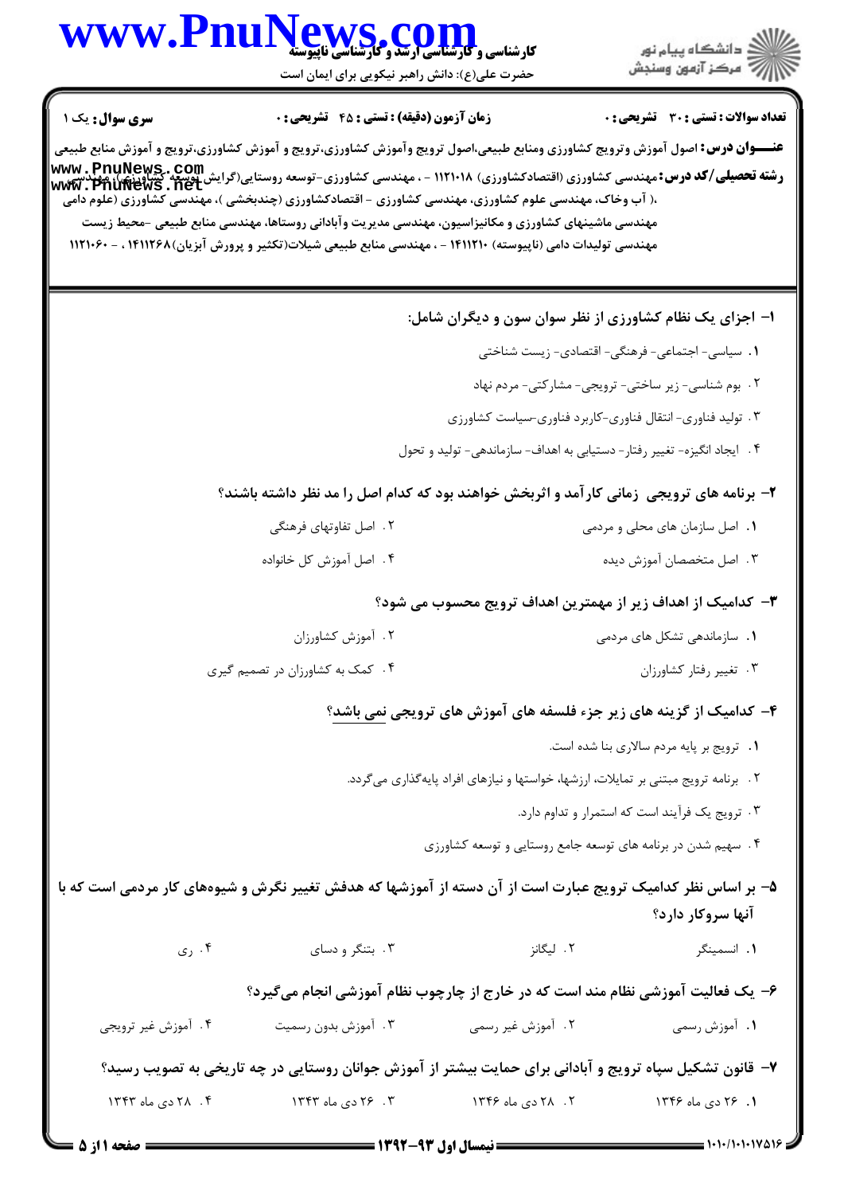**تعداد سوالات : تستی : ۳۰ تشریحی : ۰** | **زمان آزمون (دقیقه) : تستی : ۴۵ تشریحی : ۰** | **سری سوال : یک ۱**

**عنـــوان درس:** اصول آموزش وترویج کشاورزی ومنابع طبیعی،اصول ترویج وآموزش کشاورزی،ترویج و آموزش کشاورزی،ترویج و آموزش منابع طبیعی

**رشته تحصیلی/کد درس:** مهندسی کشاورزی (اقتصادکشاورزی) ۱۱۲۱۰۱۸ - ، مهندسی کشاورزی-توسعه روستایی(گرایش توسعه کشاورزی)، مهندسی ،( آب وخاک، مهندسی علوم کشاورزی، مهندسی کشاورزی - اقتصادکشاورزی (چندبخشی )، مهندسی کشاورزی (علوم دامی مهندسی ماشینهای کشاورزی و مکانیزاسیون، مهندسی مدیریت وآبادانی روستاها، مهندسی منابع طبیعی -محیط زیست مهندسی تولیدات دامی (ناپیوسته) ۱۴۱۱۲۱۰ - ، مهندسی منابع طبیعی شیلات(تکثیر و پرورش آبزیان)۱۴۱۱۲۶۸ ، - ۱۱۲۱۰۶۰

---

**۱- اجزای یک نظام کشاورزی از نظر سوان سون و دیگران شامل:**

۱. سیاسی- اجتماعی- فرهنگی- اقتصادی- زیست شناختی

۲. بوم شناسی- زیر ساختی- ترویجی- مشارکتی- مردم نهاد

۳. تولید فناوری- انتقال فناوری-کاربرد فناوری-سیاست کشاورزی

۴. ایجاد انگیزه- تغییر رفتار- دستیابی به اهداف- سازماندهی- تولید و تحول

**۲- برنامه های ترویجی زمانی کارآمد و اثربخش خواهند بود که کدام اصل را مد نظر داشته باشند؟**

۱. اصل سازمان های محلی و مردمی

۲. اصل تفاوتهای فرهنگی

۳. اصل متخصصان آموزش دیده

۴. اصل آموزش کل خانواده

**۳- کدامیک از اهداف زیر از مهمترین اهداف ترویج محسوب می شود؟**

۱. سازماندهی تشکل های مردمی

۲. آموزش کشاورزان

۳. تغییر رفتار کشاورزان

۴. کمک به کشاورزان در تصمیم گیری

**۴- کدامیک از گزینه های زیر جزء فلسفه های آموزش های ترویجی نمی باشد؟**

۱. ترویج بر پایه مردم سالاری بنا شده است.

۲. برنامه ترویج مبتنی بر تمایلات، ارزشها، خواستها و نیازهای افراد پایه‌گذاری می‌گردد.

۳. ترویج یک فرآیند است که استمرار و تداوم دارد.

۴. سهیم شدن در برنامه های توسعه جامع روستایی و توسعه کشاورزی

**۵- بر اساس نظر کدامیک ترویج عبارت است از آن دسته از آموزشها که هدفش تغییر نگرش و شیوه‌های کار مردمی است که با آنها سروکار دارد؟**

۱. انسمینگر

۲. لیگانز

۳. بتنگر و دسای

۴. ری

**۶- یک فعالیت آموزشی نظام مند است که در خارج از چارچوب نظام آموزشی انجام می‌گیرد؟**

۱. آموزش رسمی

۲. آموزش غیر رسمی

۳. آموزش بدون رسمیت

۴. آموزش غیر ترویجی

**۷- قانون تشکیل سپاه ترویج و آبادانی برای حمایت بیشتر از آموزش جوانان روستایی در چه تاریخی به تصویب رسید؟**

۱. ۲۶ دی ماه ۱۳۴۶

۲. ۲۸ دی ماه ۱۳۴۶

۳. ۲۶ دی ماه ۱۳۴۳

۴. ۲۸ دی ماه ۱۳۴۳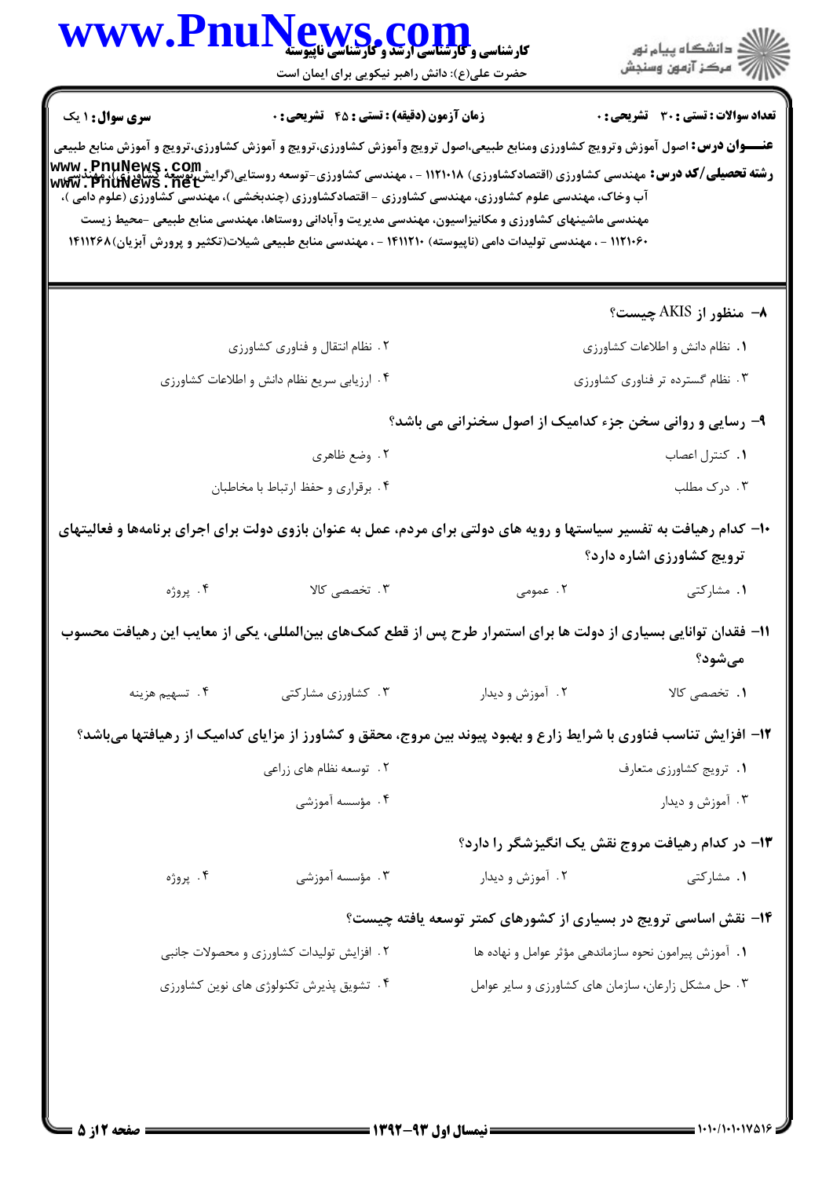**سری سوال:** ۱ یک | **زمان آزمون (دقیقه) : تستی : ۴۵ تشریحی : ۰** | **تعداد سوالات : تستی : ۳۰ تشریحی : ۰**

**عنـــوان درس:** اصول آموزش وترویج کشاورزی ومنابع طبیعی،اصول ترویج وآموزش کشاورزی،ترویج و آموزش کشاورزی،ترویج و آموزش منابع طبیعی

**رشته تحصیلی/کد درس:** مهندسی کشاورزی (اقتصادکشاورزی) ۱۱۲۱۰۱۸ - ، مهندسی کشاورزی-توسعه روستایی(گرایش توسعه کشاورزی)، مهندسی آب وخاک، مهندسی علوم کشاورزی، مهندسی کشاورزی - اقتصادکشاورزی (چندبخشی )، مهندسی کشاورزی (علوم دامی )، مهندسی ماشینهای کشاورزی و مکانیزاسیون، مهندسی مدیریت وآبادانی روستاها، مهندسی منابع طبیعی -محیط زیست ۱۱۲۱۰۶۰ - ، مهندسی تولیدات دامی (ناپیوسته) ۱۴۱۱۲۱۰ - ، مهندسی منابع طبیعی شیلات(تکثیر و پرورش آبزیان)۱۴۱۱۲۶۸

**۸- منظور از AKIS چیست؟**

۱. نظام دانش و اطلاعات کشاورزی
۲. نظام انتقال و فناوری کشاورزی
۳. نظام گسترده تر فناوری کشاورزی
۴. ارزیابی سریع نظام دانش و اطلاعات کشاورزی

**۹- رسایی و روانی سخن جزء کدامیک از اصول سخنرانی می باشد؟**

۱. کنترل اعصاب
۲. وضع ظاهری
۳. درک مطلب
۴. برقراری و حفظ ارتباط با مخاطبان

**۱۰- کدام رهیافت به تفسیر سیاستها و رویه های دولتی برای مردم، عمل به عنوان بازوی دولت برای اجرای برنامه‌ها و فعالیتهای ترویج کشاورزی اشاره دارد؟**

۱. مشارکتی
۲. عمومی
۳. تخصصی کالا
۴. پروژه

**۱۱- فقدان توانایی بسیاری از دولت ها برای استمرار طرح پس از قطع کمک‌های بین‌المللی، یکی از معایب این رهیافت محسوب می‌شود؟**

۱. تخصصی کالا
۲. آموزش و دیدار
۳. کشاورزی مشارکتی
۴. تسهیم هزینه

**۱۲- افزایش تناسب فناوری با شرایط زارع و بهبود پیوند بین مروج، محقق و کشاورز از مزایای کدامیک از رهیافتها می‌باشد؟**

۱. ترویج کشاورزی متعارف
۲. توسعه نظام های زراعی
۳. آموزش و دیدار
۴. مؤسسه آموزشی

**۱۳- در کدام رهیافت مروج نقش یک انگیزشگر را دارد؟**

۱. مشارکتی
۲. آموزش و دیدار
۳. مؤسسه آموزشی
۴. پروژه

**۱۴- نقش اساسی ترویج در بسیاری از کشورهای کمتر توسعه یافته چیست؟**

۱. آموزش پیرامون نحوه سازماندهی مؤثر عوامل و نهاده ها
۲. افزایش تولیدات کشاورزی و محصولات جانبی
۳. حل مشکل زارعان، سازمان های کشاورزی و سایر عوامل
۴. تشویق پذیرش تکنولوژی های نوین کشاورزی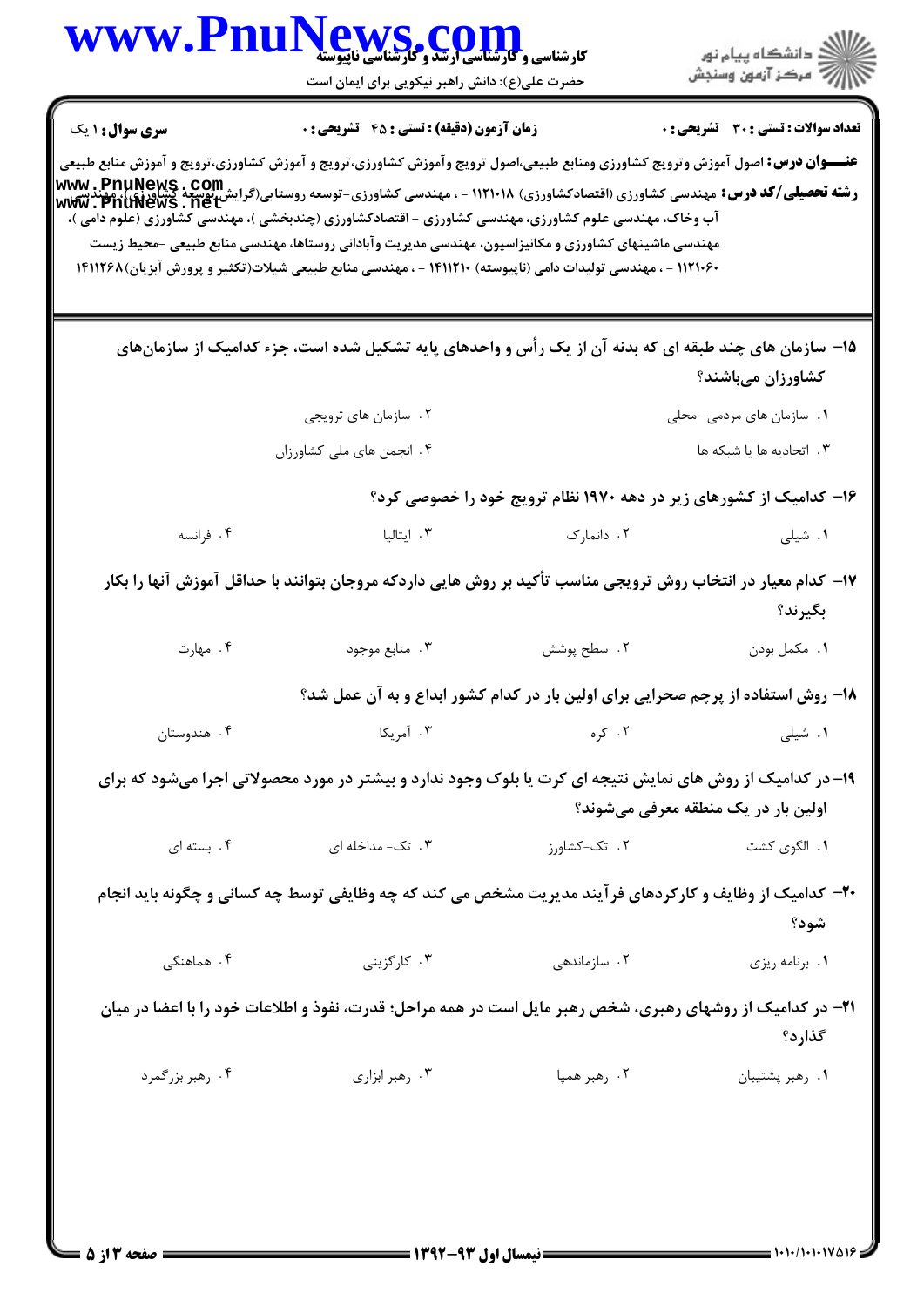**سری سوال:** ۱ یک | **زمان آزمون (دقیقه) : تستی : ۴۵ تشریحی : ۰** | **تعداد سوالات : تستی : ۳۰ تشریحی : ۰**

**عنـــوان درس:** اصول آموزش وترویج کشاورزی ومنابع طبیعی،اصول ترویج وآموزش کشاورزی،ترویج و آموزش کشاورزی،ترویج و آموزش منابع طبیعی

**رشته تحصیلی/کد درس:** مهندسی کشاورزی (اقتصادکشاورزی) ۱۱۲۱۰۱۸ - ، مهندسی کشاورزی-توسعه روستایی(گرایش توسعه کشاورزی)، مهندسی آب وخاک، مهندسی علوم کشاورزی، مهندسی کشاورزی - اقتصادکشاورزی (چندبخشی )، مهندسی کشاورزی (علوم دامی )، مهندسی ماشینهای کشاورزی و مکانیزاسیون، مهندسی مدیریت وآبادانی روستاها، مهندسی منابع طبیعی -محیط زیست ۱۱۲۱۰۶۰ - ، مهندسی تولیدات دامی (ناپیوسته) ۱۴۱۱۲۱۰ - ، مهندسی منابع طبیعی شیلات(تکثیر و پرورش آبزیان)۱۴۱۱۲۶۸

---

**۱۵- سازمان های چند طبقه ای که بدنه آن از یک رأس و واحدهای پایه تشکیل شده است، جزء کدامیک از سازمان‌های کشاورزان می‌باشند؟**

۱. سازمان های مردمی- محلی
۲. سازمان های ترویجی
۳. اتحادیه ها یا شبکه ها
۴. انجمن های ملی کشاورزان

**۱۶- کدامیک از کشورهای زیر در دهه ۱۹۷۰ نظام ترویج خود را خصوصی کرد؟**

۱. شیلی
۲. دانمارک
۳. ایتالیا
۴. فرانسه

**۱۷- کدام معیار در انتخاب روش ترویجی مناسب تأکید بر روش هایی داردکه مروجان بتوانند با حداقل آموزش آنها را بکار بگیرند؟**

۱. مکمل بودن
۲. سطح پوشش
۳. منابع موجود
۴. مهارت

**۱۸- روش استفاده از پرچم صحرایی برای اولین بار در کدام کشور ابداع و به آن عمل شد؟**

۱. شیلی
۲. کره
۳. آمریکا
۴. هندوستان

**۱۹- در کدامیک از روش های نمایش نتیجه ای کرت یا بلوک وجود ندارد و بیشتر در مورد محصولاتی اجرا می‌شود که برای اولین بار در یک منطقه معرفی می‌شوند؟**

۱. الگوی کشت
۲. تک-کشاورز
۳. تک- مداخله ای
۴. بسته ای

**۲۰- کدامیک از وظایف و کارکردهای فرآیند مدیریت مشخص می کند که چه وظایفی توسط چه کسانی و چگونه باید انجام شود؟**

۱. برنامه ریزی
۲. سازماندهی
۳. کارگزینی
۴. هماهنگی

**۲۱- در کدامیک از روشهای رهبری، شخص رهبر مایل است در همه مراحل؛ قدرت، نفوذ و اطلاعات خود را با اعضا در میان گذارد؟**

۱. رهبر پشتیبان
۲. رهبر همپا
۳. رهبر ابزاری
۴. رهبر بزرگمرد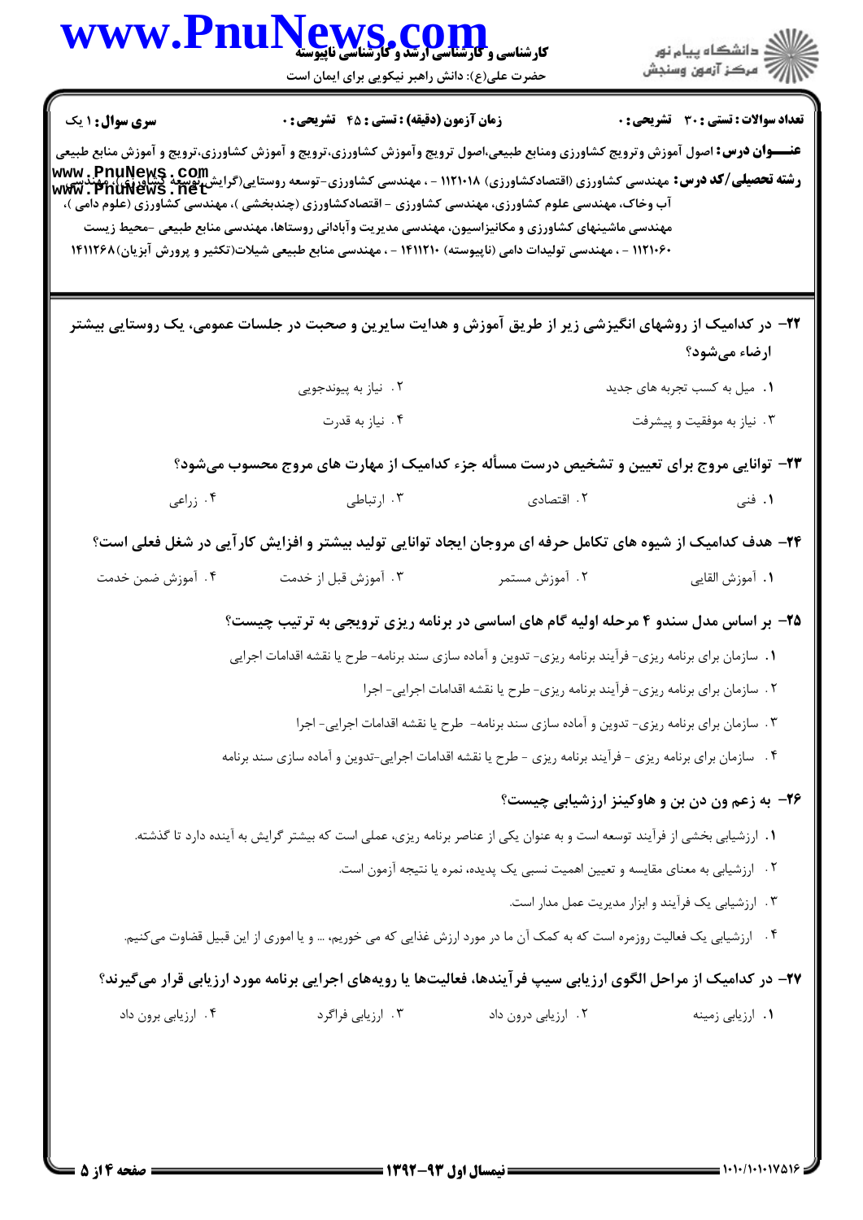**سری سوال:** ۱ یک

**زمان آزمون (دقیقه) : تستی : ۴۵ تشریحی : ۰**

**تعداد سوالات : تستی : ۳۰ تشریحی : ۰**

**عنـــوان درس:** اصول آموزش وترویج کشاورزی ومنابع طبیعی،اصول ترویج وآموزش کشاورزی،ترویج و آموزش کشاورزی،ترویج و آموزش منابع طبیعی

**رشته تحصیلی/کد درس:** مهندسی کشاورزی (اقتصادکشاورزی) ۱۱۲۱۰۱۸ - ، مهندسی کشاورزی-توسعه روستایی(گرایش توسعه کشاورزی)، مهندسی آب وخاک، مهندسی علوم کشاورزی، مهندسی کشاورزی - اقتصادکشاورزی (چندبخشی )، مهندسی کشاورزی (علوم دامی )، مهندسی ماشینهای کشاورزی و مکانیزاسیون، مهندسی مدیریت وآبادانی روستاها، مهندسی منابع طبیعی -محیط زیست ۱۱۲۱۰۶۰ - ، مهندسی تولیدات دامی (ناپیوسته) ۱۴۱۱۲۱۰ - ، مهندسی منابع طبیعی شیلات(تکثیر و پرورش آبزیان)۱۴۱۱۲۶۸

---

**۲۲- در کدامیک از روشهای انگیزشی زیر از طریق آموزش و هدایت سایرین و صحبت در جلسات عمومی، یک روستایی بیشتر ارضاء می‌شود؟**

۱. میل به کسب تجربه های جدید

۲. نیاز به پیوندجویی

۳. نیاز به موفقیت و پیشرفت

۴. نیاز به قدرت

**۲۳- توانایی مروج برای تعیین و تشخیص درست مسأله جزء کدامیک از مهارت های مروج محسوب می‌شود؟**

۱. فنی

۲. اقتصادی

۳. ارتباطی

۴. زراعی

**۲۴- هدف کدامیک از شیوه های تکامل حرفه ای مروجان ایجاد توانایی تولید بیشتر و افزایش کارآیی در شغل فعلی است؟**

۱. آموزش القایی

۲. آموزش مستمر

۳. آموزش قبل از خدمت

۴. آموزش ضمن خدمت

**۲۵- بر اساس مدل سندو ۴ مرحله اولیه گام های اساسی در برنامه ریزی ترویجی به ترتیب چیست؟**

۱. سازمان برای برنامه ریزی- فرآیند برنامه ریزی- تدوین و آماده سازی سند برنامه- طرح یا نقشه اقدامات اجرایی

۲. سازمان برای برنامه ریزی- فرآیند برنامه ریزی- طرح یا نقشه اقدامات اجرایی- اجرا

۳. سازمان برای برنامه ریزی- تدوین و آماده سازی سند برنامه- طرح یا نقشه اقدامات اجرایی- اجرا

۴. سازمان برای برنامه ریزی - فرآیند برنامه ریزی - طرح یا نقشه اقدامات اجرایی-تدوین و آماده سازی سند برنامه

**۲۶- به زعم ون دن بن و هاوکینز ارزشیابی چیست؟**

۱. ارزشیابی بخشی از فرآیند توسعه است و به عنوان یکی از عناصر برنامه ریزی، عملی است که بیشتر گرایش به آینده دارد تا گذشته.

۲. ارزشیابی به معنای مقایسه و تعیین اهمیت نسبی یک پدیده، نمره یا نتیجه آزمون است.

۳. ارزشیابی یک فرآیند و ابزار مدیریت عمل مدار است.

۴. ارزشیابی یک فعالیت روزمره است که به کمک آن ما در مورد ارزش غذایی که می خوریم، ... و یا اموری از این قبیل قضاوت می‌کنیم.

**۲۷- در کدامیک از مراحل الگوی ارزیابی سیپ فرآیندها، فعالیت‌ها یا رویه‌های اجرایی برنامه مورد ارزیابی قرار می‌گیرند؟**

۱. ارزیابی زمینه

۲. ارزیابی درون داد

۳. ارزیابی فراگرد

۴. ارزیابی برون داد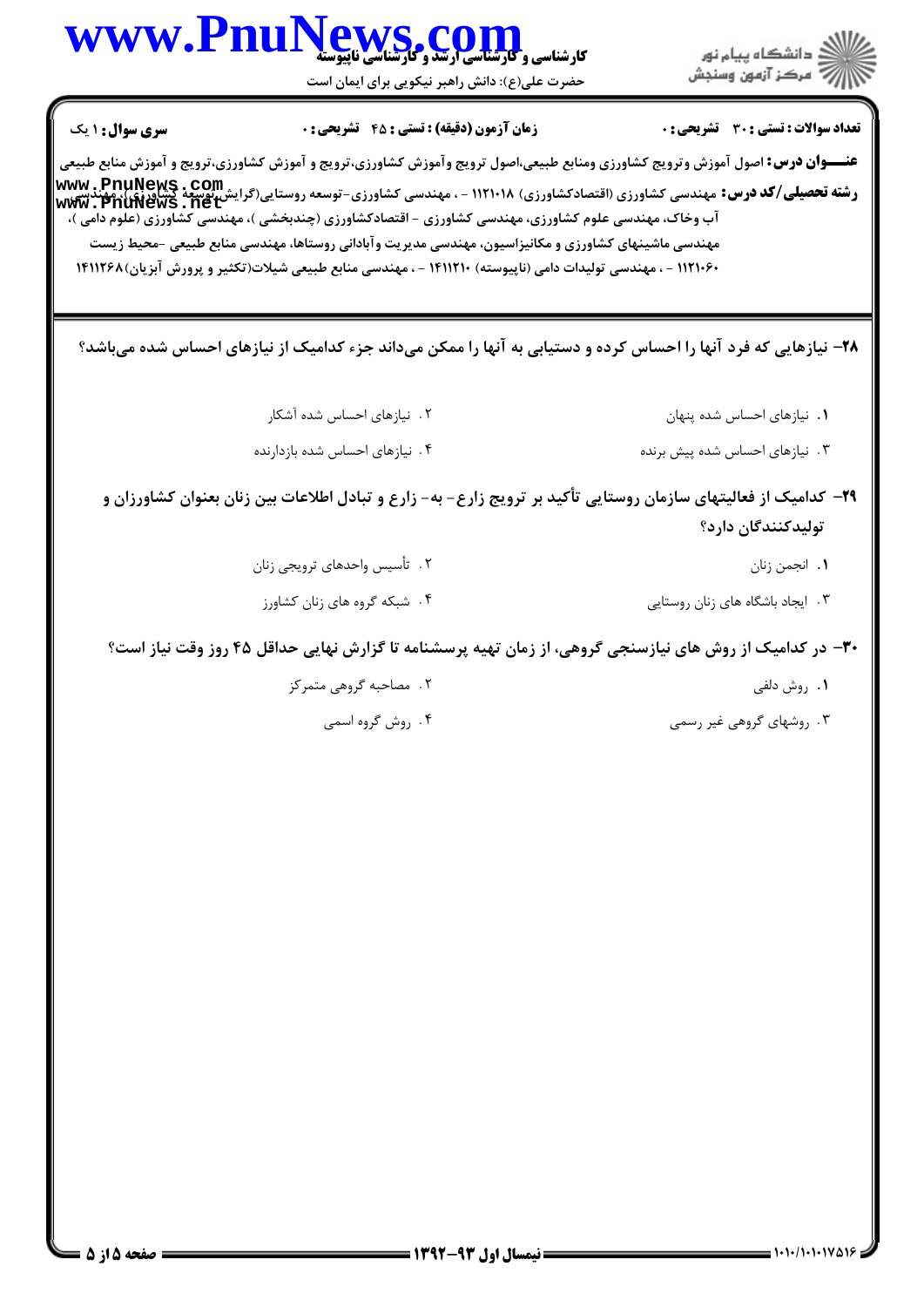**سری سؤال:** ۱ یک

**زمان آزمون (دقیقه) : تستی :** ۴۵ **تشریحی :** ۰

**تعداد سوالات : تستی :** ۳۰ **تشریحی :** ۰

**عنـــوان درس:** اصول آموزش وترویج کشاورزی ومنابع طبیعی،اصول ترویج وآموزش کشاورزی،ترویج و آموزش کشاورزی،ترویج و آموزش منابع طبیعی

**رشته تحصیلی/کد درس:** مهندسی کشاورزی (اقتصادکشاورزی) ۱۱۲۱۰۱۸ - ، مهندسی کشاورزی-توسعه روستایی(گرایش توسعه کشاورزی)، مهندسی آب وخاک، مهندسی علوم کشاورزی، مهندسی کشاورزی - اقتصادکشاورزی (چندبخشی )، مهندسی کشاورزی (علوم دامی )، مهندسی ماشینهای کشاورزی و مکانیزاسیون، مهندسی مدیریت وآبادانی روستاها، مهندسی منابع طبیعی -محیط زیست ۱۱۲۱۰۶۰ - ، مهندسی تولیدات دامی (ناپیوسته) ۱۴۱۱۲۱۰ - ، مهندسی منابع طبیعی شیلات(تکثیر و پرورش آبزیان)۱۴۱۱۲۶۸

**۲۸- نیازهایی که فرد آنها را احساس کرده و دستیابی به آنها را ممکن می‌داند جزء کدامیک از نیازهای احساس شده می‌باشد؟**

۱. نیازهای احساس شده پنهان

۲. نیازهای احساس شده آشکار

۳. نیازهای احساس شده پیش برنده

۴. نیازهای احساس شده بازدارنده

**۲۹- کدامیک از فعالیتهای سازمان روستایی تأکید بر ترویج زارع- به- زارع و تبادل اطلاعات بین زنان بعنوان کشاورزان و تولیدکنندگان دارد؟**

۱. انجمن زنان

۲. تأسیس واحدهای ترویجی زنان

۳. ایجاد باشگاه های زنان روستایی

۴. شبکه گروه های زنان کشاورز

**۳۰- در کدامیک از روش های نیازسنجی گروهی، از زمان تهیه پرسشنامه تا گزارش نهایی حداقل ۴۵ روز وقت نیاز است؟**

۱. روش دلفی

۲. مصاحبه گروهی متمرکز

۳. روشهای گروهی غیر رسمی

۴. روش گروه اسمی